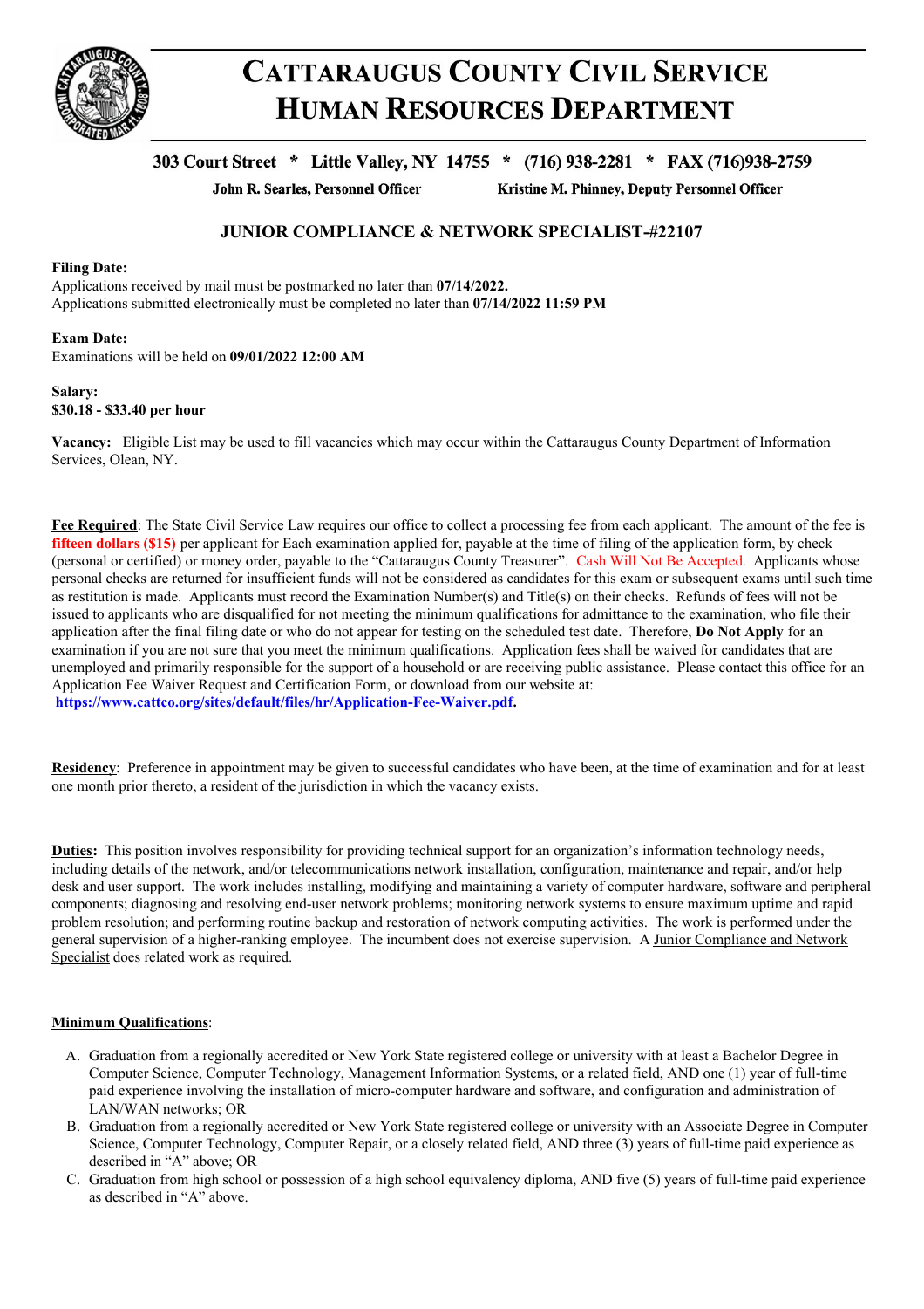# CATTARAUGUS COUNTY CIVIL SERVICE
# HUMAN RESOURCES DEPARTMENT

**303 Court Street * Little Valley, NY 14755 * (716) 938-2281 * FAX (716)938-2759**

**John R. Searles, Personnel Officer** **Kristine M. Phinney, Deputy Personnel Officer**

## JUNIOR COMPLIANCE & NETWORK SPECIALIST-#22107

**Filing Date:**
Applications received by mail must be postmarked no later than **07/14/2022.**
Applications submitted electronically must be completed no later than **07/14/2022 11:59 PM**

**Exam Date:**
Examinations will be held on **09/01/2022 12:00 AM**

**Salary:**
**$30.18 - $33.40 per hour**

**Vacancy:** Eligible List may be used to fill vacancies which may occur within the Cattaraugus County Department of Information Services, Olean, NY.

**Fee Required**: The State Civil Service Law requires our office to collect a processing fee from each applicant. The amount of the fee is **fifteen dollars ($15)** per applicant for Each examination applied for, payable at the time of filing of the application form, by check (personal or certified) or money order, payable to the "Cattaraugus County Treasurer". Cash Will Not Be Accepted. Applicants whose personal checks are returned for insufficient funds will not be considered as candidates for this exam or subsequent exams until such time as restitution is made. Applicants must record the Examination Number(s) and Title(s) on their checks. Refunds of fees will not be issued to applicants who are disqualified for not meeting the minimum qualifications for admittance to the examination, who file their application after the final filing date or who do not appear for testing on the scheduled test date. Therefore, **Do Not Apply** for an examination if you are not sure that you meet the minimum qualifications. Application fees shall be waived for candidates that are unemployed and primarily responsible for the support of a household or are receiving public assistance. Please contact this office for an Application Fee Waiver Request and Certification Form, or download from our website at:
**https://www.cattco.org/sites/default/files/hr/Application-Fee-Waiver.pdf.**

**Residency**: Preference in appointment may be given to successful candidates who have been, at the time of examination and for at least one month prior thereto, a resident of the jurisdiction in which the vacancy exists.

**Duties:** This position involves responsibility for providing technical support for an organization's information technology needs, including details of the network, and/or telecommunications network installation, configuration, maintenance and repair, and/or help desk and user support. The work includes installing, modifying and maintaining a variety of computer hardware, software and peripheral components; diagnosing and resolving end-user network problems; monitoring network systems to ensure maximum uptime and rapid problem resolution; and performing routine backup and restoration of network computing activities. The work is performed under the general supervision of a higher-ranking employee. The incumbent does not exercise supervision. A Junior Compliance and Network Specialist does related work as required.

**Minimum Qualifications**:

A. Graduation from a regionally accredited or New York State registered college or university with at least a Bachelor Degree in Computer Science, Computer Technology, Management Information Systems, or a related field, AND one (1) year of full-time paid experience involving the installation of micro-computer hardware and software, and configuration and administration of LAN/WAN networks; OR
B. Graduation from a regionally accredited or New York State registered college or university with an Associate Degree in Computer Science, Computer Technology, Computer Repair, or a closely related field, AND three (3) years of full-time paid experience as described in "A" above; OR
C. Graduation from high school or possession of a high school equivalency diploma, AND five (5) years of full-time paid experience as described in "A" above.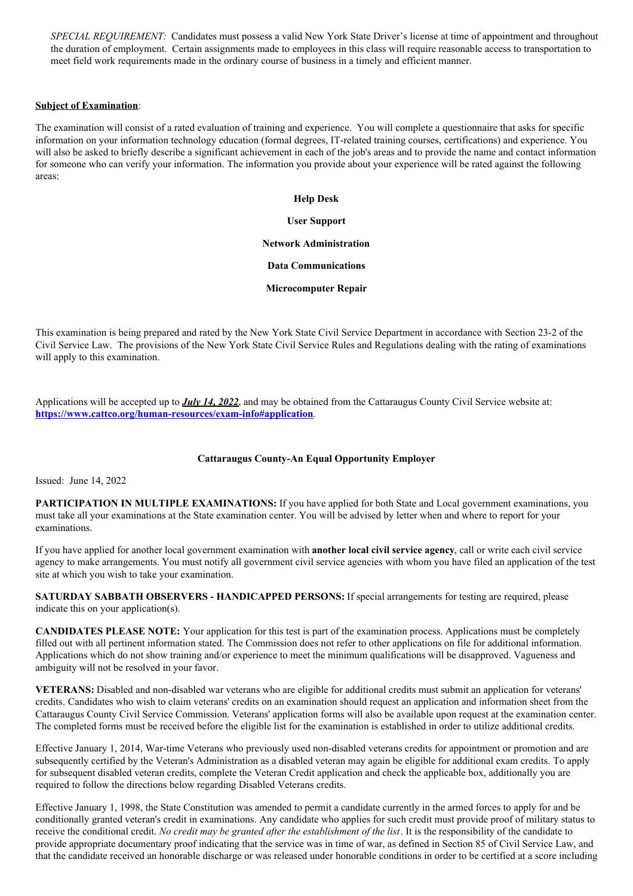*SPECIAL REQUIREMENT:* Candidates must possess a valid New York State Driver's license at time of appointment and throughout the duration of employment. Certain assignments made to employees in this class will require reasonable access to transportation to meet field work requirements made in the ordinary course of business in a timely and efficient manner.

**Subject of Examination**:

The examination will consist of a rated evaluation of training and experience. You will complete a questionnaire that asks for specific information on your information technology education (formal degrees, IT-related training courses, certifications) and experience. You will also be asked to briefly describe a significant achievement in each of the job's areas and to provide the name and contact information for someone who can verify your information. The information you provide about your experience will be rated against the following areas:

**Help Desk**

**User Support**

**Network Administration**

**Data Communications**

**Microcomputer Repair**

This examination is being prepared and rated by the New York State Civil Service Department in accordance with Section 23-2 of the Civil Service Law. The provisions of the New York State Civil Service Rules and Regulations dealing with the rating of examinations will apply to this examination.

Applications will be accepted up to ***July 14, 2022***, and may be obtained from the Cattaraugus County Civil Service website at: **https://www.cattco.org/human-resources/exam-info#application**.

**Cattaraugus County-An Equal Opportunity Employer**

Issued: June 14, 2022

**PARTICIPATION IN MULTIPLE EXAMINATIONS:** If you have applied for both State and Local government examinations, you must take all your examinations at the State examination center. You will be advised by letter when and where to report for your examinations.

If you have applied for another local government examination with **another local civil service agency**, call or write each civil service agency to make arrangements. You must notify all government civil service agencies with whom you have filed an application of the test site at which you wish to take your examination.

**SATURDAY SABBATH OBSERVERS - HANDICAPPED PERSONS:** If special arrangements for testing are required, please indicate this on your application(s).

**CANDIDATES PLEASE NOTE:** Your application for this test is part of the examination process. Applications must be completely filled out with all pertinent information stated. The Commission does not refer to other applications on file for additional information. Applications which do not show training and/or experience to meet the minimum qualifications will be disapproved. Vagueness and ambiguity will not be resolved in your favor.

**VETERANS:** Disabled and non-disabled war veterans who are eligible for additional credits must submit an application for veterans' credits. Candidates who wish to claim veterans' credits on an examination should request an application and information sheet from the Cattaraugus County Civil Service Commission. Veterans' application forms will also be available upon request at the examination center. The completed forms must be received before the eligible list for the examination is established in order to utilize additional credits.

Effective January 1, 2014, War-time Veterans who previously used non-disabled veterans credits for appointment or promotion and are subsequently certified by the Veteran's Administration as a disabled veteran may again be eligible for additional exam credits. To apply for subsequent disabled veteran credits, complete the Veteran Credit application and check the applicable box, additionally you are required to follow the directions below regarding Disabled Veterans credits.

Effective January 1, 1998, the State Constitution was amended to permit a candidate currently in the armed forces to apply for and be conditionally granted veteran's credit in examinations. Any candidate who applies for such credit must provide proof of military status to receive the conditional credit. *No credit may be granted after the establishment of the list*. It is the responsibility of the candidate to provide appropriate documentary proof indicating that the service was in time of war, as defined in Section 85 of Civil Service Law, and that the candidate received an honorable discharge or was released under honorable conditions in order to be certified at a score including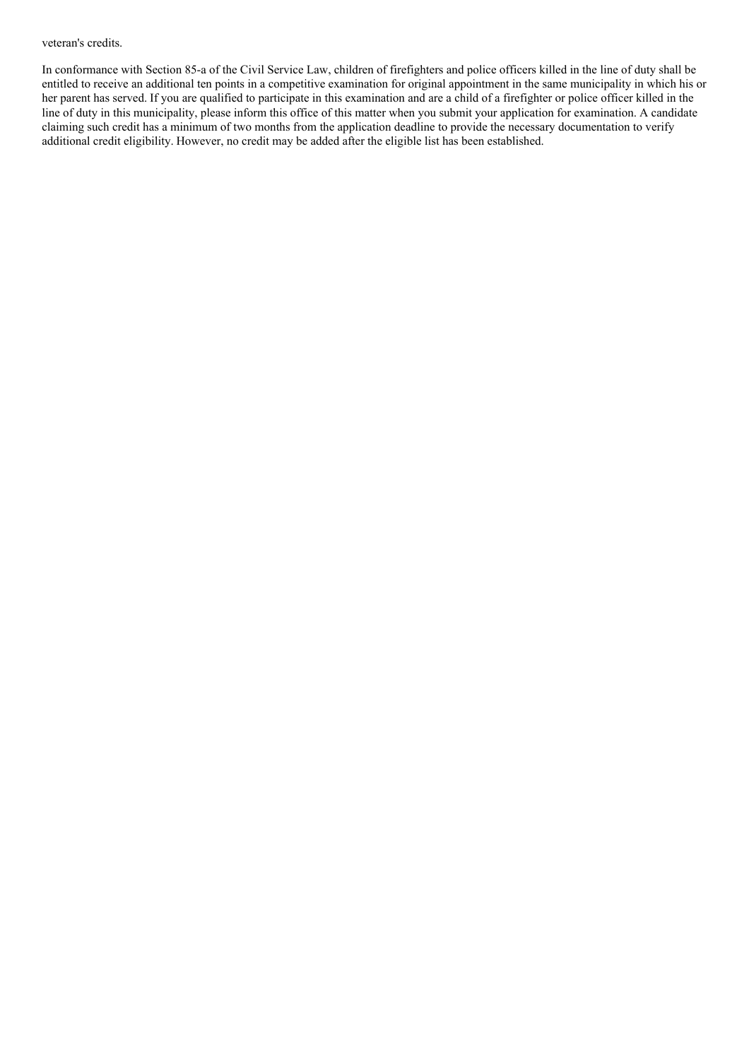veteran's credits.

In conformance with Section 85-a of the Civil Service Law, children of firefighters and police officers killed in the line of duty shall be entitled to receive an additional ten points in a competitive examination for original appointment in the same municipality in which his or her parent has served. If you are qualified to participate in this examination and are a child of a firefighter or police officer killed in the line of duty in this municipality, please inform this office of this matter when you submit your application for examination. A candidate claiming such credit has a minimum of two months from the application deadline to provide the necessary documentation to verify additional credit eligibility. However, no credit may be added after the eligible list has been established.